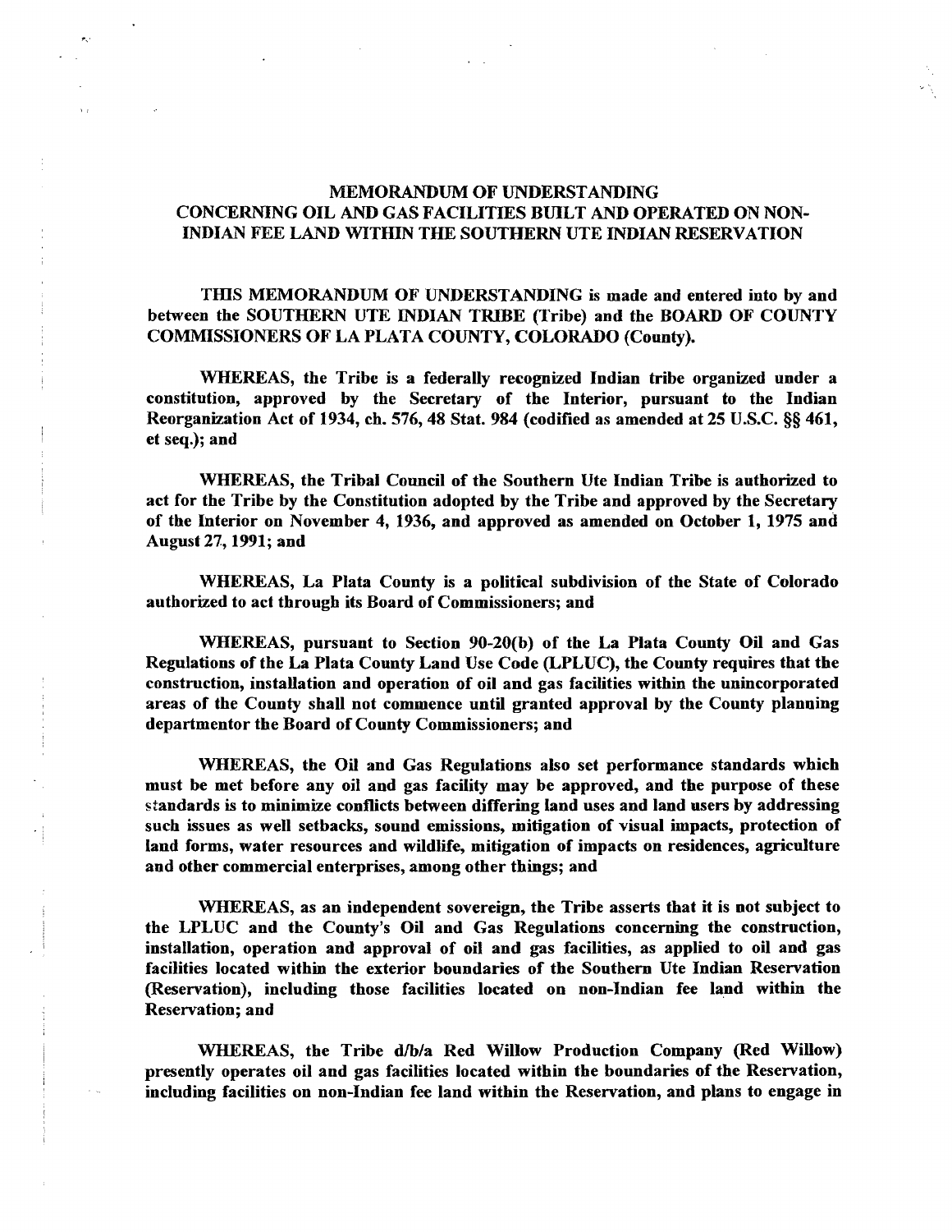# MEMORANDUM OF UNDERSTANDING CONCERNING OIL AND GAS FACILITIES BUILT AND OPERATED ON NON-INDIAN FEE LAND WITHIN THE SOUTHERN UTE INDIAN RESERVATION

**THIS MEMORANDUM OF UNDERSTANDING is made and entered into by and between the SOUTHERN UTE INDIAN TRIBE (Tribe) and the BOARD OF COUNTY COMMISSIONERS OF LA PLATA COUNTY, COLORADO (County).**

**WHEREAS, the Tribe is a federally recognized Indian tribe organized under a constitution, approved by the Secretary of the Interior, pursuant to the Indian Reorganization Act of 1934, ch. 576, 48 Stat. 984 (codified as amended at 25 U.S.C. §§ 461, et seq.); and**

**WHEREAS, the Tribal Council of the Southern Ute Indian Tribe is authorized to act for the Tribe by the Constitution adopted by the Tribe and approved by the Secretary of the Interior on November 4, 1936, and approved as amended on October 1, 1975 and August 27, 1991; and**

**WHEREAS, La Plata County is a political subdivision of the State of Colorado authorized to act through its Board of Commissioners; and**

**WHEREAS, pursuant to Section 90-20(b) of the La Plata County Oil and Gas Regulations of the La Plata County Land Use Code (LPLUC), the County requires that the construction, installation and operation of oil and gas facilities within the unincorporated areas of the County shall not commence until granted approval by the County planning departmentor the Board of County Commissioners; and**

**WHEREAS, the Oil and Gas Regulations also set performance standards which must be met before any oil and gas facility may be approved, and the purpose of these standards is to minimize conflicts between differing land uses and land users by addressing such issues as well setbacks, sound emissions, mitigation of visual impacts, protection of land forms, water resources and wildlife, mitigation of impacts on residences, agriculture and other commercial enterprises, among other things; and**

**WHEREAS, as an independent sovereign, the Tribe asserts that it is not subject to the LPLUC and the County's Oil and Gas Regulations concerning the construction, installation, operation and approval of oil and gas facilities, as applied to oil and gas facilities located within the exterior boundaries of the Southern Ute Indian Reservation (Reservation), including those facilities located on non-Indian fee land within the Reservation; and**

**WHEREAS, the Tribe d/b/a Red Willow Production Company (Red Willow) presently operates oil and gas facilities located within the boundaries of the Reservation, including facilities on non-Indian fee land within the Reservation, and plans to engage in**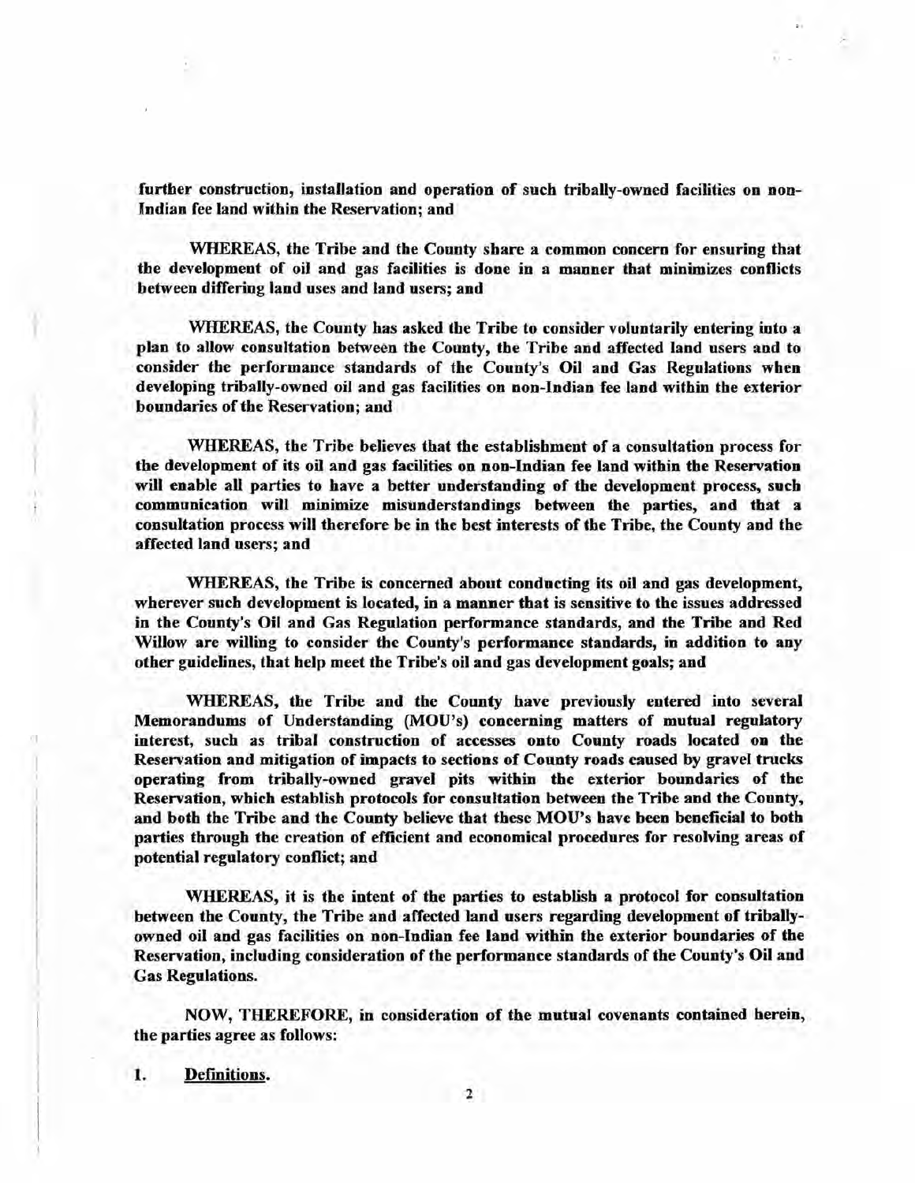**further construction, installation and operation of such tribally-owned facilities on non-Indian fee land within the Reservation; and**

**WHEREAS, the Tribe and the County share a common concern for ensuring that the development of oil and gas facilities is done in a manner that minimizes conflicts between differing land uses and land users; and**

**WHEREAS, the County has asked the Tribe to consider voluntarily entering into a plan to allow consultation between the County, the Tribe and affected land users and to consider the performance standards of the County's Oil and Gas Regulations when developing tribally-owned oil and gas facilities on non-Indian fee land within the exterior boundaries of the Reservation; and**

**WHEREAS, the Tribe believes that the establishment of a consultation process for the development of its oil and gas facilities on non-Indian fee land within the Reservation will enable all parties to have a better understanding of the development process, such communication will minimize misunderstandings between the parties, and that a consultation process will therefore be in the best interests of the Tribe, the County and the affected land users; and**

**WHEREAS, the Tribe is concerned about conducting its oil and gas development, wherever such development is located, in a manner that is sensitive to the issues addressed in the County's Oil and Gas Regulation performance standards, and the Tribe and Red Willow are willing to consider the County's performance standards, in addition to any other guidelines, that help meet the Tribe's oil and gas development goals; and**

**WHEREAS, the Tribe and the County have previously entered into several Memorandums of Understanding (MOU's) concerning matters of mutual regulatory interest, such as tribal construction of accesses onto County roads located on the Reservation and mitigation of impacts to sections of County roads caused by gravel trucks operating from tribally-owned gravel pits within the exterior boundaries of the Reservation, which establish protocols for consultation between the Tribe and the County, and both the Tribe and the County believe that these MOU's have been beneficial to both parties through the creation of efficient and economical procedures for resolving areas of potential regulatory conflict; and**

**WHEREAS, it is the intent of the parties to establish a protocol for consultation between the County, the Tribe and affected land users regarding development of tribally-owned oil and gas facilities on non-Indian fee land within the exterior boundaries of the Reservation, including consideration of the performance standards of the County's Oil and Gas Regulations.**

**NOW, THEREFORE, in consideration of the mutual covenants contained herein, the parties agree as follows:**

**1. Definitions.**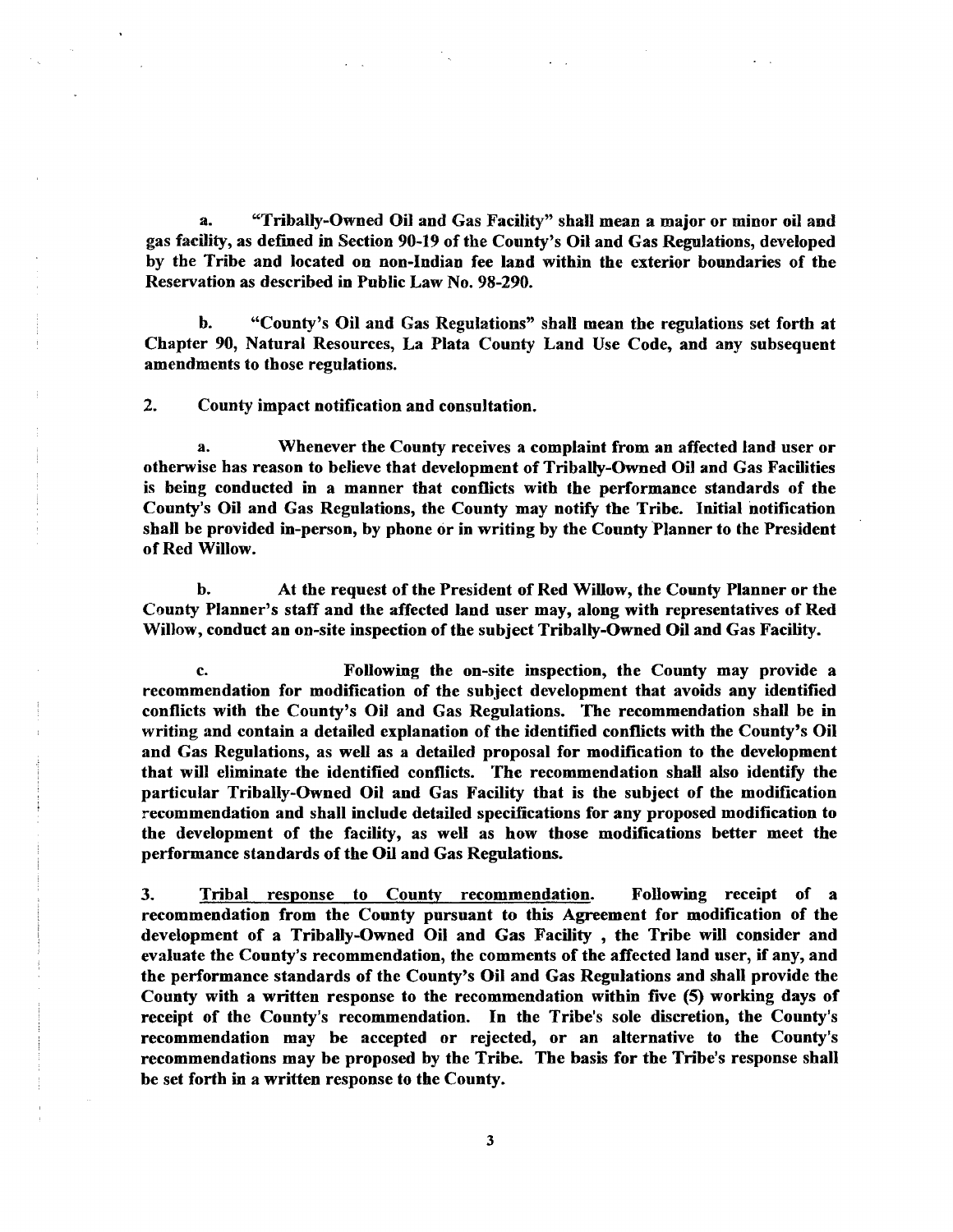**a. "Tribally-Owned Oil and Gas Facility" shall mean a major or minor oil and gas facility, as defined in Section 90-19 of the County's Oil and Gas Regulations, developed by the Tribe and located on non-Indian fee land within the exterior boundaries of the Reservation as described in Public Law No. 98-290.**

**b. "County's Oil and Gas Regulations" shall mean the regulations set forth at Chapter 90, Natural Resources, La Plata County Land Use Code, and any subsequent amendments to those regulations.**

**2. County impact notification and consultation.**

**a. Whenever the County receives a complaint from an affected land user or otherwise has reason to believe that development of Tribally-Owned Oil and Gas Facilities is being conducted in a manner that conflicts with the performance standards of the County's Oil and Gas Regulations, the County may notify the Tribe. Initial notification shall be provided in-person, by phone or in writing by the County Planner to the President of Red Willow.**

**b. At the request of the President of Red Willow, the County Planner or the County Planner's staff and the affected land user may, along with representatives of Red Willow, conduct an on-site inspection of the subject Tribally-Owned Oil and Gas Facility.**

**c. Following the on-site inspection, the County may provide a recommendation for modification of the subject development that avoids any identified conflicts with the County's Oil and Gas Regulations. The recommendation shall be in writing and contain a detailed explanation of the identified conflicts with the County's Oil and Gas Regulations, as well as a detailed proposal for modification to the development that will eliminate the identified conflicts. The recommendation shall also identify the particular Tribally-Owned Oil and Gas Facility that is the subject of the modification recommendation and shall include detailed specifications for any proposed modification to the development of the facility, as well as how those modifications better meet the performance standards of the Oil and Gas Regulations.**

**3. <u>Tribal response to County recommendation</u>. Following receipt of a recommendation from the County pursuant to this Agreement for modification of the development of a Tribally-Owned Oil and Gas Facility , the Tribe will consider and evaluate the County's recommendation, the comments of the affected land user, if any, and the performance standards of the County's Oil and Gas Regulations and shall provide the County with a written response to the recommendation within five (5) working days of receipt of the County's recommendation. In the Tribe's sole discretion, the County's recommendation may be accepted or rejected, or an alternative to the County's recommendations may be proposed by the Tribe. The basis for the Tribe's response shall be set forth in a written response to the County.**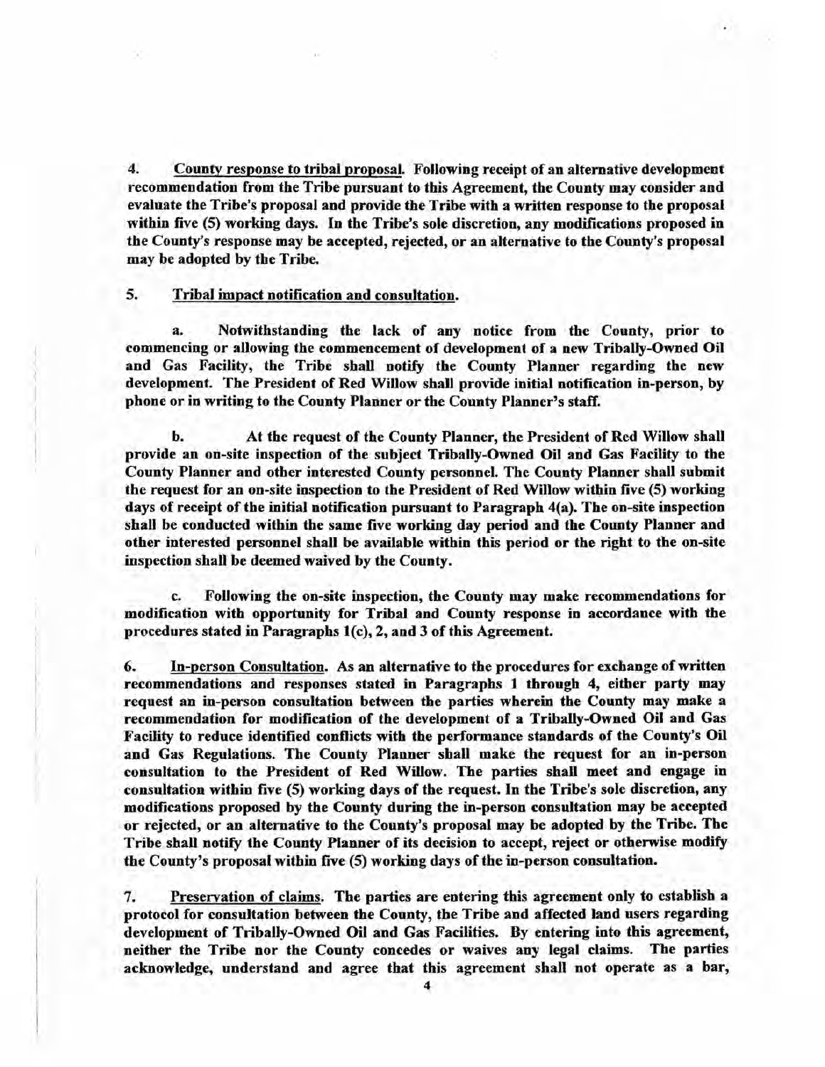**4. <u>County response to tribal proposal</u>. Following receipt of an alternative development recommendation from the Tribe pursuant to this Agreement, the County may consider and evaluate the Tribe's proposal and provide the Tribe with a written response to the proposal within five (5) working days. In the Tribe's sole discretion, any modifications proposed in the County's response may be accepted, rejected, or an alternative to the County's proposal may be adopted by the Tribe.**

**5. <u>Tribal impact notification and consultation</u>.**

**a. Notwithstanding the lack of any notice from the County, prior to commencing or allowing the commencement of development of a new Tribally-Owned Oil and Gas Facility, the Tribe shall notify the County Planner regarding the new development. The President of Red Willow shall provide initial notification in-person, by phone or in writing to the County Planner or the County Planner's staff.**

**b. At the request of the County Planner, the President of Red Willow shall provide an on-site inspection of the subject Tribally-Owned Oil and Gas Facility to the County Planner and other interested County personnel. The County Planner shall submit the request for an on-site inspection to the President of Red Willow within five (5) working days of receipt of the initial notification pursuant to Paragraph 4(a). The on-site inspection shall be conducted within the same five working day period and the County Planner and other interested personnel shall be available within this period or the right to the on-site inspection shall be deemed waived by the County.**

**c. Following the on-site inspection, the County may make recommendations for modification with opportunity for Tribal and County response in accordance with the procedures stated in Paragraphs 1(c), 2, and 3 of this Agreement.**

**6. <u>In-person Consultation</u>. As an alternative to the procedures for exchange of written recommendations and responses stated in Paragraphs 1 through 4, either party may request an in-person consultation between the parties wherein the County may make a recommendation for modification of the development of a Tribally-Owned Oil and Gas Facility to reduce identified conflicts with the performance standards of the County's Oil and Gas Regulations. The County Planner shall make the request for an in-person consultation to the President of Red Willow. The parties shall meet and engage in consultation within five (5) working days of the request. In the Tribe's sole discretion, any modifications proposed by the County during the in-person consultation may be accepted or rejected, or an alternative to the County's proposal may be adopted by the Tribe. The Tribe shall notify the County Planner of its decision to accept, reject or otherwise modify the County's proposal within five (5) working days of the in-person consultation.**

**7. <u>Preservation of claims</u>. The parties are entering this agreement only to establish a protocol for consultation between the County, the Tribe and affected land users regarding development of Tribally-Owned Oil and Gas Facilities. By entering into this agreement, neither the Tribe nor the County concedes or waives any legal claims. The parties acknowledge, understand and agree that this agreement shall not operate as a bar,**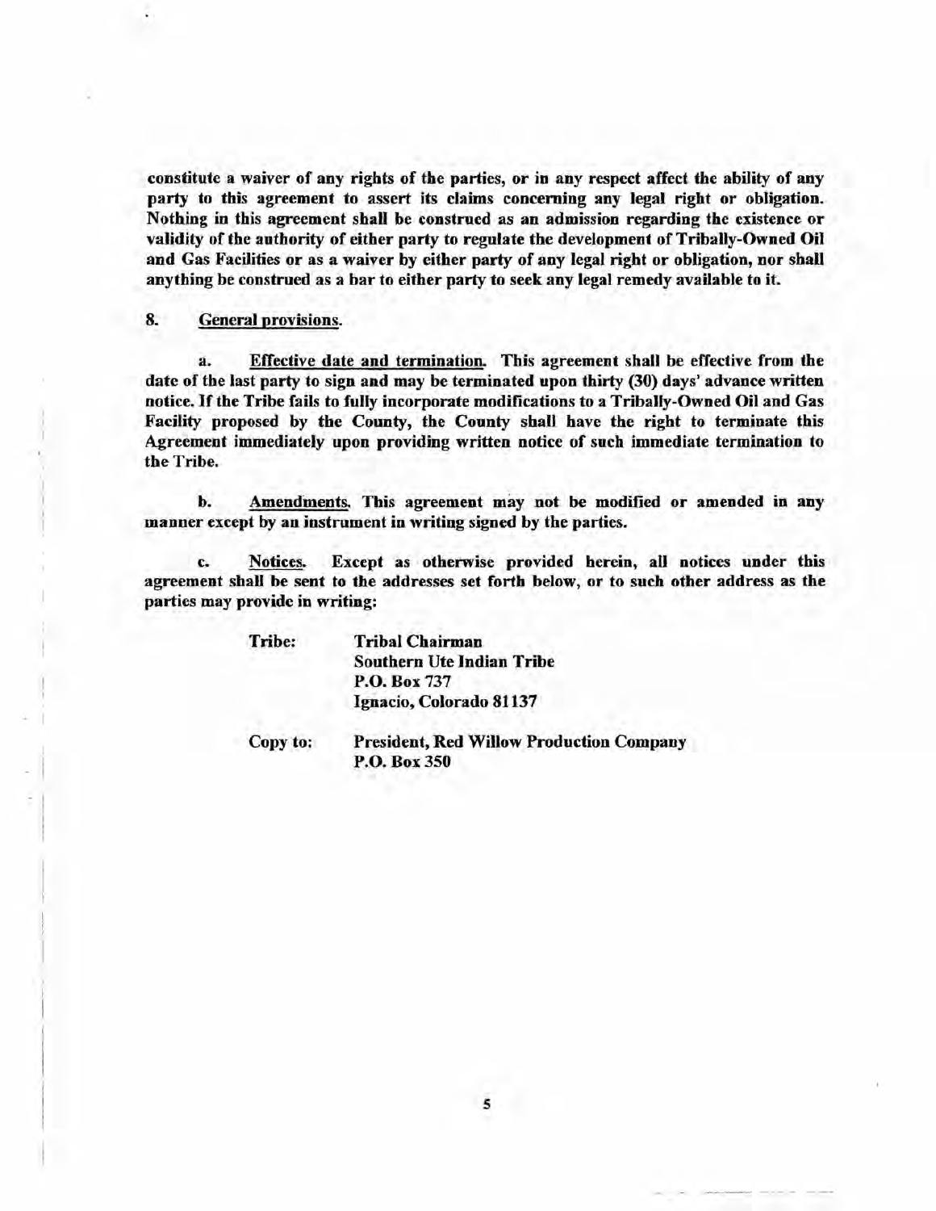**constitute a waiver of any rights of the parties, or in any respect affect the ability of any party to this agreement to assert its claims concerning any legal right or obligation. Nothing in this agreement shall be construed as an admission regarding the existence or validity of the authority of either party to regulate the development of Tribally-Owned Oil and Gas Facilities or as a waiver by either party of any legal right or obligation, nor shall anything be construed as a bar to either party to seek any legal remedy available to it.**

**8. <u>General provisions</u>.**

**a. <u>Effective date and termination</u>. This agreement shall be effective from the date of the last party to sign and may be terminated upon thirty (30) days' advance written notice. If the Tribe fails to fully incorporate modifications to a Tribally-Owned Oil and Gas Facility proposed by the County, the County shall have the right to terminate this Agreement immediately upon providing written notice of such immediate termination to the Tribe.**

**b. <u>Amendments</u>. This agreement may not be modified or amended in any manner except by an instrument in writing signed by the parties.**

**c. <u>Notices</u>. Except as otherwise provided herein, all notices under this agreement shall be sent to the addresses set forth below, or to such other address as the parties may provide in writing:**

**Tribe:** **Tribal Chairman**
**Southern Ute Indian Tribe**
**P.O. Box 737**
**Ignacio, Colorado 81137**

**Copy to:** **President, Red Willow Production Company**
**P.O. Box 350**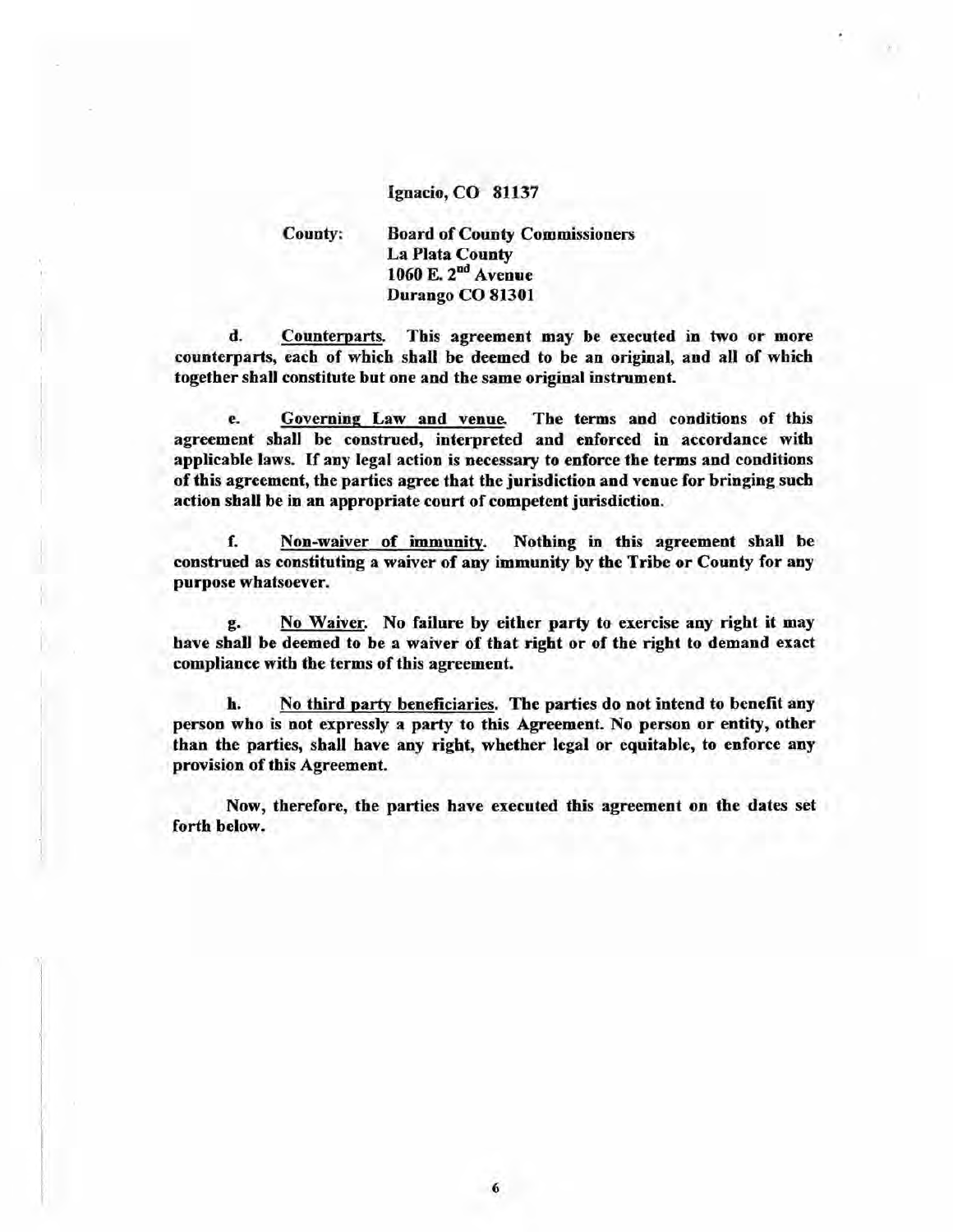Ignacio, CO 81137

County: Board of County Commissioners
La Plata County
1060 E. 2nd Avenue
Durango CO 81301

d. Counterparts. This agreement may be executed in two or more counterparts, each of which shall be deemed to be an original, and all of which together shall constitute but one and the same original instrument.

e. Governing Law and venue. The terms and conditions of this agreement shall be construed, interpreted and enforced in accordance with applicable laws. If any legal action is necessary to enforce the terms and conditions of this agreement, the parties agree that the jurisdiction and venue for bringing such action shall be in an appropriate court of competent jurisdiction.

f. Non-waiver of immunity. Nothing in this agreement shall be construed as constituting a waiver of any immunity by the Tribe or County for any purpose whatsoever.

g. No Waiver. No failure by either party to exercise any right it may have shall be deemed to be a waiver of that right or of the right to demand exact compliance with the terms of this agreement.

h. No third party beneficiaries. The parties do not intend to benefit any person who is not expressly a party to this Agreement. No person or entity, other than the parties, shall have any right, whether legal or equitable, to enforce any provision of this Agreement.

Now, therefore, the parties have executed this agreement on the dates set forth below.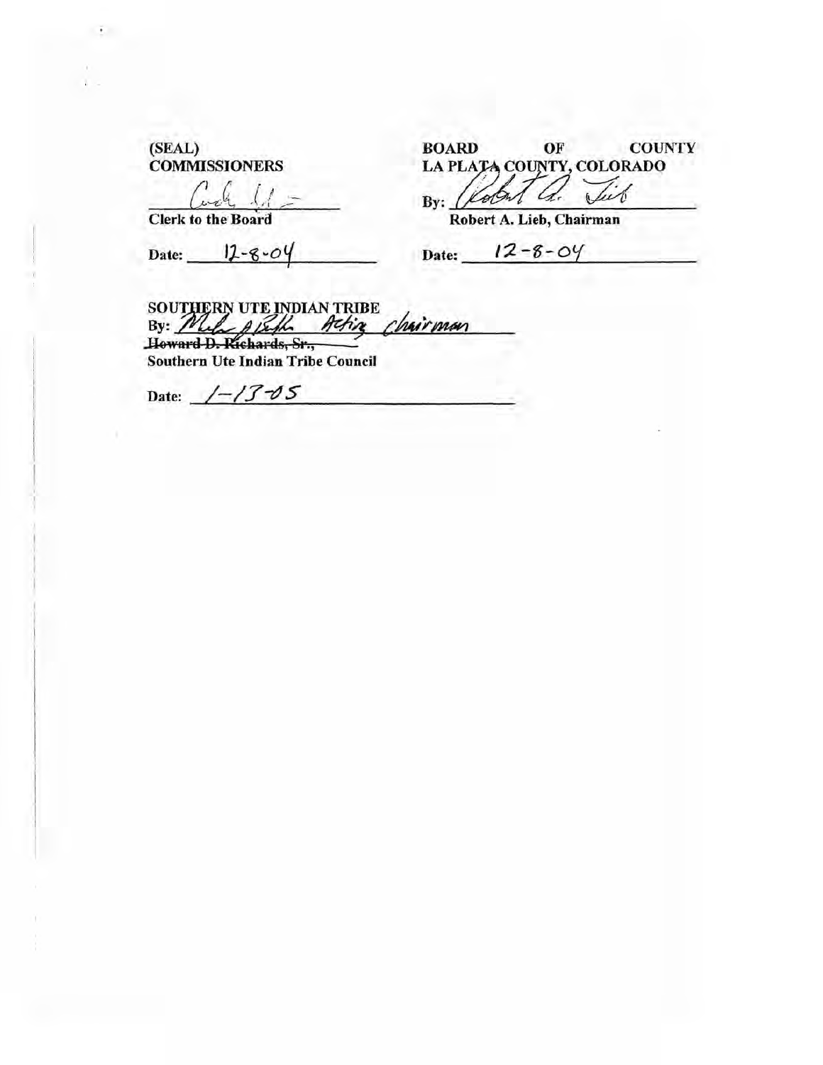(SEAL)
COMMISSIONERS

BOARD OF COUNTY
LA PLATA COUNTY, COLORADO

By: ______________________
Robert A. Lieb, Chairman

Date: 12-8-04

______________________
Clerk to the Board

Date: 12-8-04

SOUTHERN UTE INDIAN TRIBE
By: ______________________ Acting Chairman
~~Howard D. Richards, Sr.,~~
Southern Ute Indian Tribe Council

Date: 1-13-05